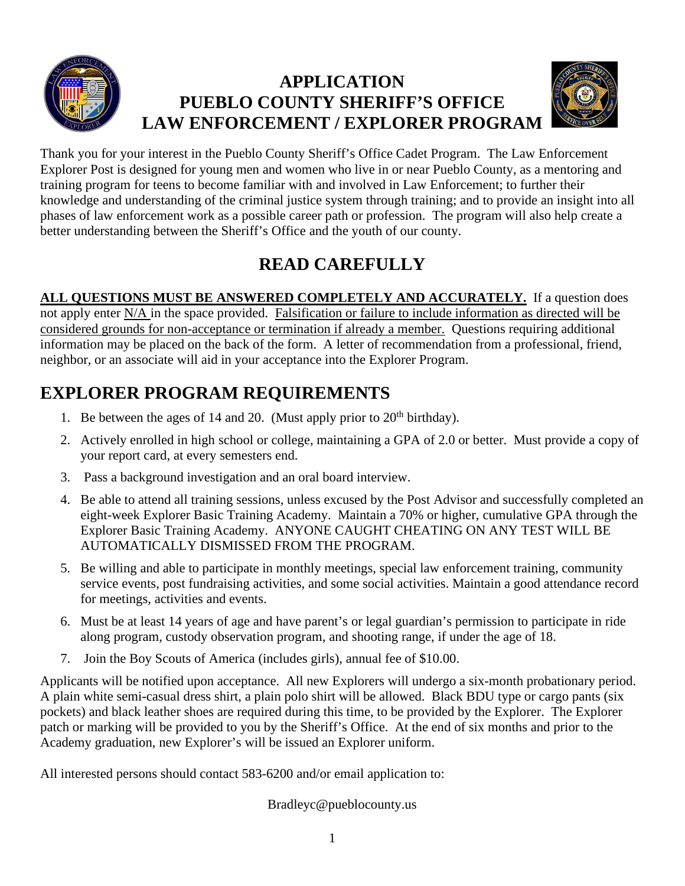# APPLICATION
# PUEBLO COUNTY SHERIFF'S OFFICE
# LAW ENFORCEMENT / EXPLORER PROGRAM

Thank you for your interest in the Pueblo County Sheriff's Office Cadet Program. The Law Enforcement Explorer Post is designed for young men and women who live in or near Pueblo County, as a mentoring and training program for teens to become familiar with and involved in Law Enforcement; to further their knowledge and understanding of the criminal justice system through training; and to provide an insight into all phases of law enforcement work as a possible career path or profession. The program will also help create a better understanding between the Sheriff's Office and the youth of our county.

## READ CAREFULLY

**ALL QUESTIONS MUST BE ANSWERED COMPLETELY AND ACCURATELY.** If a question does not apply enter N/A in the space provided. Falsification or failure to include information as directed will be considered grounds for non-acceptance or termination if already a member. Questions requiring additional information may be placed on the back of the form. A letter of recommendation from a professional, friend, neighbor, or an associate will aid in your acceptance into the Explorer Program.

## EXPLORER PROGRAM REQUIREMENTS

1. Be between the ages of 14 and 20. (Must apply prior to 20th birthday).
2. Actively enrolled in high school or college, maintaining a GPA of 2.0 or better. Must provide a copy of your report card, at every semesters end.
3. Pass a background investigation and an oral board interview.
4. Be able to attend all training sessions, unless excused by the Post Advisor and successfully completed an eight-week Explorer Basic Training Academy. Maintain a 70% or higher, cumulative GPA through the Explorer Basic Training Academy. ANYONE CAUGHT CHEATING ON ANY TEST WILL BE AUTOMATICALLY DISMISSED FROM THE PROGRAM.
5. Be willing and able to participate in monthly meetings, special law enforcement training, community service events, post fundraising activities, and some social activities. Maintain a good attendance record for meetings, activities and events.
6. Must be at least 14 years of age and have parent's or legal guardian's permission to participate in ride along program, custody observation program, and shooting range, if under the age of 18.
7. Join the Boy Scouts of America (includes girls), annual fee of $10.00.

Applicants will be notified upon acceptance. All new Explorers will undergo a six-month probationary period. A plain white semi-casual dress shirt, a plain polo shirt will be allowed. Black BDU type or cargo pants (six pockets) and black leather shoes are required during this time, to be provided by the Explorer. The Explorer patch or marking will be provided to you by the Sheriff's Office. At the end of six months and prior to the Academy graduation, new Explorer's will be issued an Explorer uniform.

All interested persons should contact 583-6200 and/or email application to:

Bradleyc@pueblocounty.us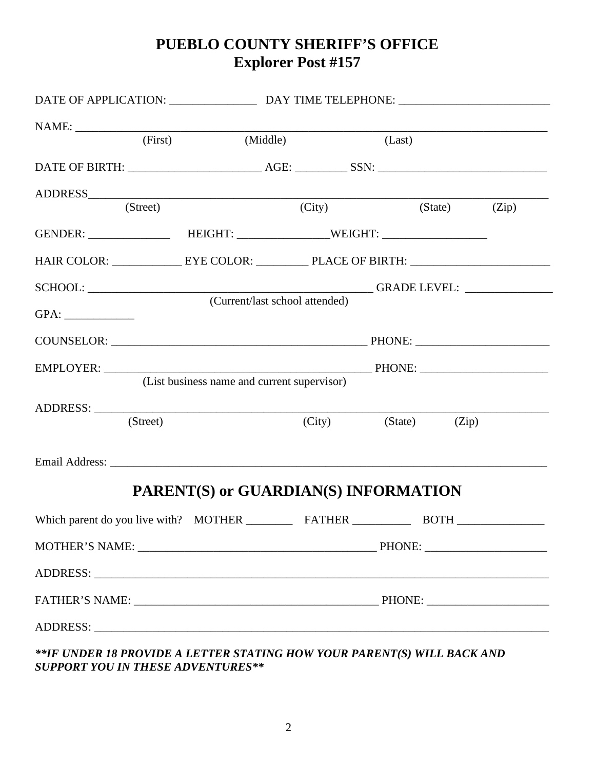# PUEBLO COUNTY SHERIFF'S OFFICE
## Explorer Post #157

DATE OF APPLICATION: _______________ DAY TIME TELEPHONE: _________________________

NAME: ___________________________________________________________________________
(First) (Middle) (Last)

DATE OF BIRTH: ______________________ AGE: _________ SSN: ____________________________

ADDRESS__________________________________________________________________________
(Street) (City) (State) (Zip)

GENDER: ______________ HEIGHT: ________________WEIGHT: __________________

HAIR COLOR: ____________ EYE COLOR: _________ PLACE OF BIRTH: ________________________

SCHOOL: ____________________________________________________ GRADE LEVEL: _______________
(Current/last school attended)

GPA: ____________

COUNSELOR: ____________________________________________ PHONE: _______________________

EMPLOYER: _______________________________________________ PHONE: ______________________
(List business name and current supervisor)

ADDRESS: ________________________________________________________________________
(Street) (City) (State) (Zip)

Email Address: ____________________________________________________________________

## PARENT(S) or GUARDIAN(S) INFORMATION

Which parent do you live with? MOTHER ________ FATHER __________ BOTH _______________

MOTHER'S NAME: ________________________________________ PHONE: _____________________

ADDRESS: ________________________________________________________________________

FATHER'S NAME: _________________________________________ PHONE: _____________________

ADDRESS: ________________________________________________________________________

***\*\*IF UNDER 18 PROVIDE A LETTER STATING HOW YOUR PARENT(S) WILL BACK AND SUPPORT YOU IN THESE ADVENTURES\*\****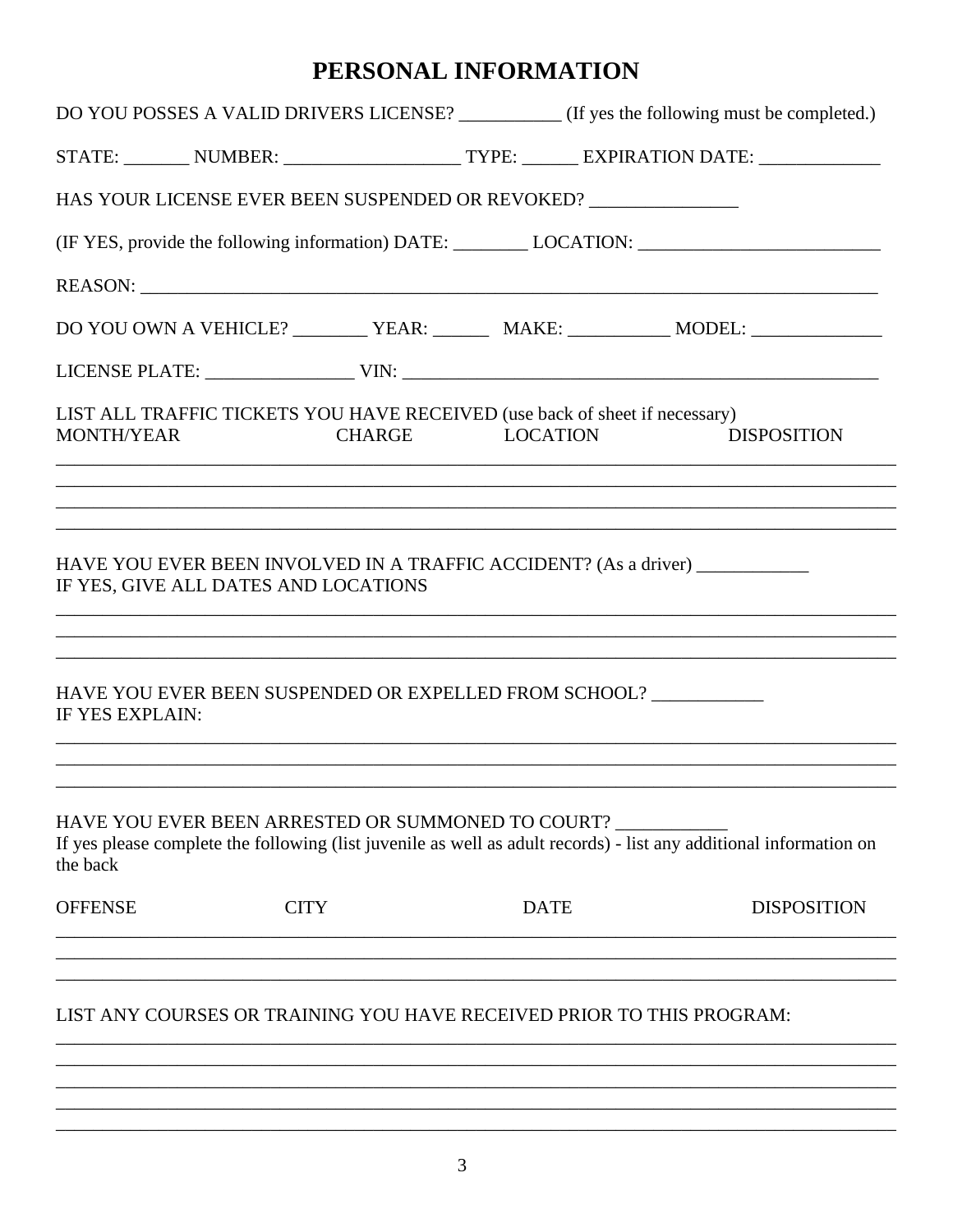# PERSONAL INFORMATION

DO YOU POSSES A VALID DRIVERS LICENSE? ___________ (If yes the following must be completed.)

STATE: _______ NUMBER: ___________________ TYPE: ______ EXPIRATION DATE: _____________

HAS YOUR LICENSE EVER BEEN SUSPENDED OR REVOKED? ________________

(IF YES, provide the following information) DATE: ________ LOCATION: __________________________

REASON: ________________________________________________________________________________

DO YOU OWN A VEHICLE? ________ YEAR: ______ MAKE: ___________ MODEL: ______________

LICENSE PLATE: ________________ VIN: ____________________________________________________

LIST ALL TRAFFIC TICKETS YOU HAVE RECEIVED (use back of sheet if necessary)

| MONTH/YEAR | CHARGE | LOCATION | DISPOSITION |
|---|---|---|---|
| | | | |
| | | | |
| | | | |
| | | | |

HAVE YOU EVER BEEN INVOLVED IN A TRAFFIC ACCIDENT? (As a driver) ____________
IF YES, GIVE ALL DATES AND LOCATIONS

_____________________________________________________________________________________________

_____________________________________________________________________________________________

_____________________________________________________________________________________________

HAVE YOU EVER BEEN SUSPENDED OR EXPELLED FROM SCHOOL? ____________
IF YES EXPLAIN:

_____________________________________________________________________________________________

_____________________________________________________________________________________________

_____________________________________________________________________________________________

HAVE YOU EVER BEEN ARRESTED OR SUMMONED TO COURT? ____________
If yes please complete the following (list juvenile as well as adult records) - list any additional information on the back

| OFFENSE | CITY | DATE | DISPOSITION |
|---|---|---|---|
| | | | |
| | | | |
| | | | |

LIST ANY COURSES OR TRAINING YOU HAVE RECEIVED PRIOR TO THIS PROGRAM:

_____________________________________________________________________________________________

_____________________________________________________________________________________________

_____________________________________________________________________________________________

_____________________________________________________________________________________________

_____________________________________________________________________________________________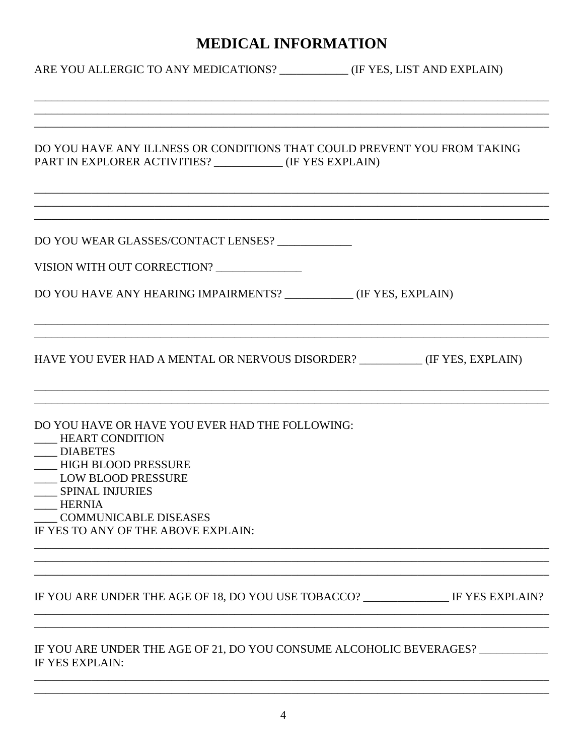# MEDICAL INFORMATION

ARE YOU ALLERGIC TO ANY MEDICATIONS? ____________ (IF YES, LIST AND EXPLAIN)

______________________________________________________________________________
______________________________________________________________________________
______________________________________________________________________________

DO YOU HAVE ANY ILLNESS OR CONDITIONS THAT COULD PREVENT YOU FROM TAKING PART IN EXPLORER ACTIVITIES? ____________ (IF YES EXPLAIN)

______________________________________________________________________________
______________________________________________________________________________
______________________________________________________________________________

DO YOU WEAR GLASSES/CONTACT LENSES? _____________

VISION WITH OUT CORRECTION? _______________

DO YOU HAVE ANY HEARING IMPAIRMENTS? ____________ (IF YES, EXPLAIN)

______________________________________________________________________________
______________________________________________________________________________

HAVE YOU EVER HAD A MENTAL OR NERVOUS DISORDER? ___________ (IF YES, EXPLAIN)

______________________________________________________________________________
______________________________________________________________________________

DO YOU HAVE OR HAVE YOU EVER HAD THE FOLLOWING:

____ HEART CONDITION
____ DIABETES
____ HIGH BLOOD PRESSURE
____ LOW BLOOD PRESSURE
____ SPINAL INJURIES
____ HERNIA
____ COMMUNICABLE DISEASES

IF YES TO ANY OF THE ABOVE EXPLAIN:

______________________________________________________________________________
______________________________________________________________________________
______________________________________________________________________________

IF YOU ARE UNDER THE AGE OF 18, DO YOU USE TOBACCO? _______________ IF YES EXPLAIN?

______________________________________________________________________________
______________________________________________________________________________

IF YOU ARE UNDER THE AGE OF 21, DO YOU CONSUME ALCOHOLIC BEVERAGES? ____________
IF YES EXPLAIN:

______________________________________________________________________________
______________________________________________________________________________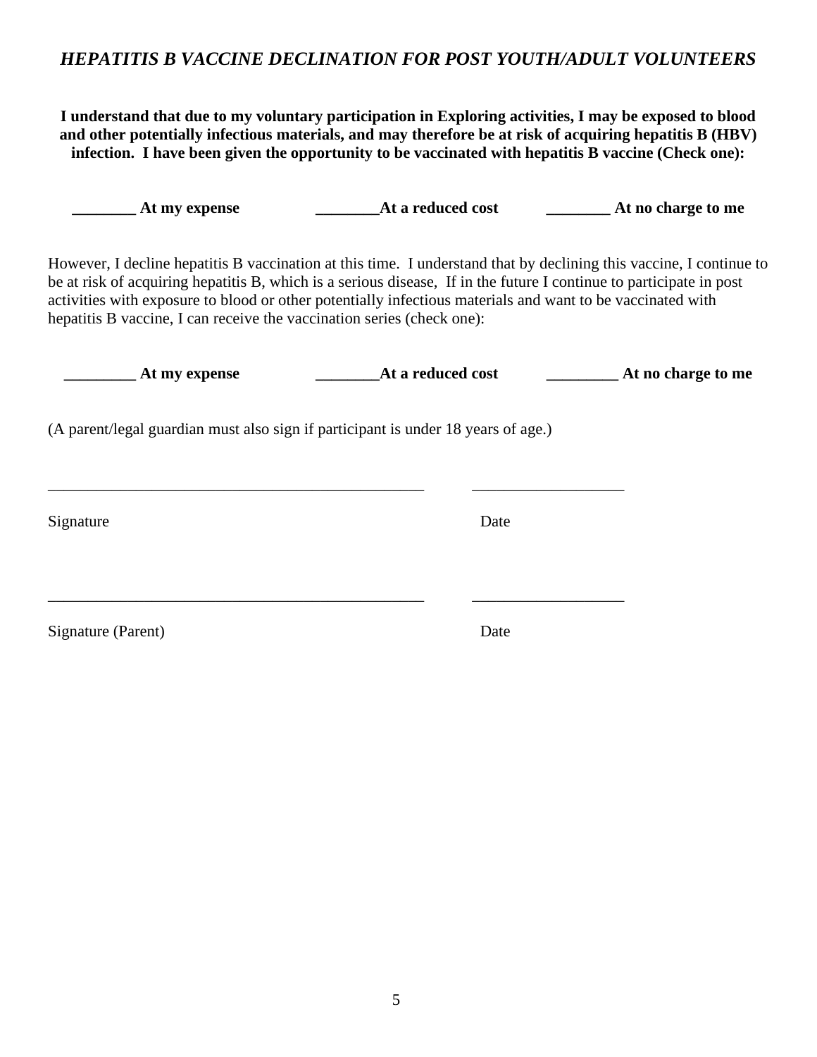## *HEPATITIS B VACCINE DECLINATION FOR POST YOUTH/ADULT VOLUNTEERS*

**I understand that due to my voluntary participation in Exploring activities, I may be exposed to blood and other potentially infectious materials, and may therefore be at risk of acquiring hepatitis B (HBV) infection. I have been given the opportunity to be vaccinated with hepatitis B vaccine (Check one):**

**________ At my expense　　　________At a reduced cost　　　________ At no charge to me**

However, I decline hepatitis B vaccination at this time. I understand that by declining this vaccine, I continue to be at risk of acquiring hepatitis B, which is a serious disease, If in the future I continue to participate in post activities with exposure to blood or other potentially infectious materials and want to be vaccinated with hepatitis B vaccine, I can receive the vaccination series (check one):

**_________ At my expense　　　________At a reduced cost　　　_________ At no charge to me**

(A parent/legal guardian must also sign if participant is under 18 years of age.)

________________________________________________　　　___________________

Signature　　　　　　　　　　　　　　　　　　　　　　　Date

________________________________________________　　　___________________

Signature (Parent)　　　　　　　　　　　　　　　　　　　Date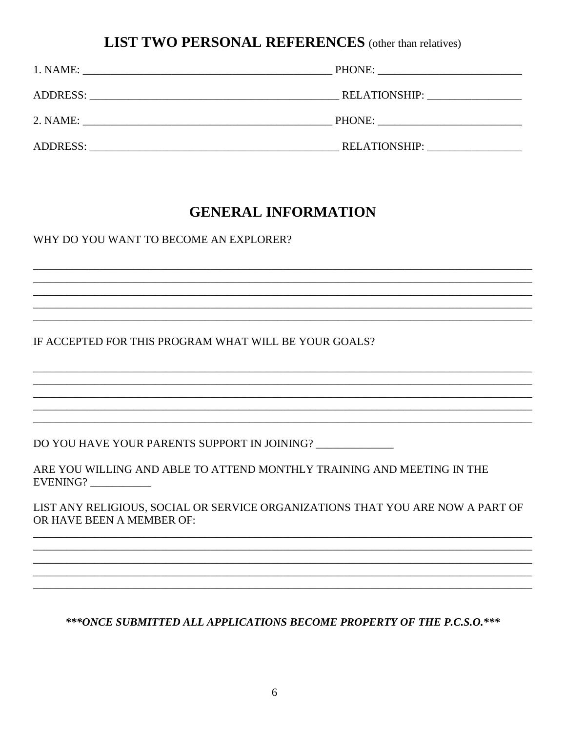## LIST TWO PERSONAL REFERENCES (other than relatives)

1. NAME: _____________________________________________ PHONE: __________________________

ADDRESS: _____________________________________________ RELATIONSHIP: _________________

2. NAME: _____________________________________________ PHONE: __________________________

ADDRESS: _____________________________________________ RELATIONSHIP: _________________

## GENERAL INFORMATION

WHY DO YOU WANT TO BECOME AN EXPLORER?

_____________________________________________________________________________________________
_____________________________________________________________________________________________
_____________________________________________________________________________________________
_____________________________________________________________________________________________
_____________________________________________________________________________________________

IF ACCEPTED FOR THIS PROGRAM WHAT WILL BE YOUR GOALS?

_____________________________________________________________________________________________
_____________________________________________________________________________________________
_____________________________________________________________________________________________
_____________________________________________________________________________________________
_____________________________________________________________________________________________

DO YOU HAVE YOUR PARENTS SUPPORT IN JOINING? ______________

ARE YOU WILLING AND ABLE TO ATTEND MONTHLY TRAINING AND MEETING IN THE EVENING? ___________

LIST ANY RELIGIOUS, SOCIAL OR SERVICE ORGANIZATIONS THAT YOU ARE NOW A PART OF OR HAVE BEEN A MEMBER OF:

_____________________________________________________________________________________________
_____________________________________________________________________________________________
_____________________________________________________________________________________________
_____________________________________________________________________________________________
_____________________________________________________________________________________________

***\*\*\*ONCE SUBMITTED ALL APPLICATIONS BECOME PROPERTY OF THE P.C.S.O.\*\*\****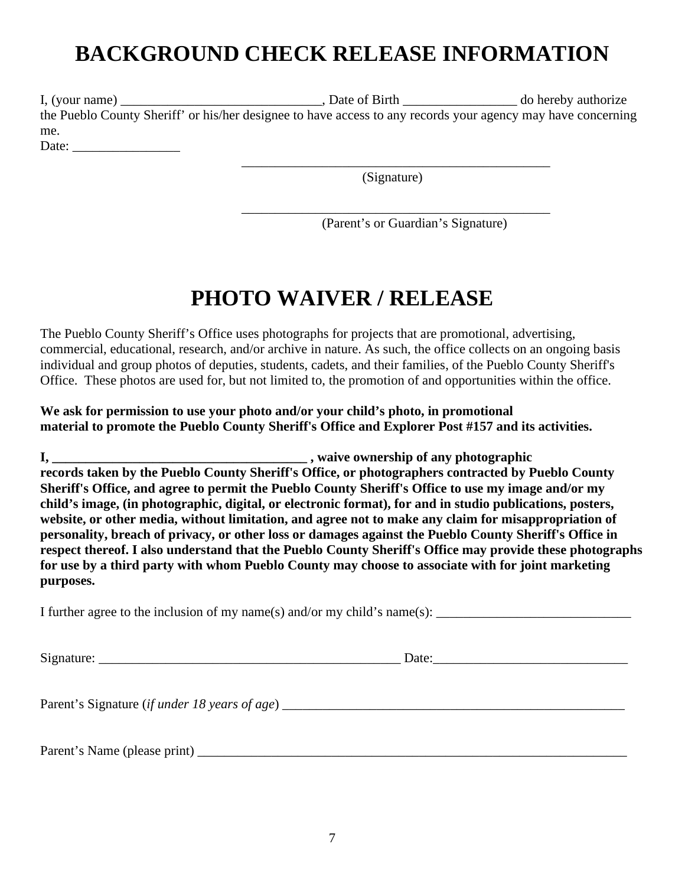# BACKGROUND CHECK RELEASE INFORMATION

I, (your name) ______________________________, Date of Birth _________________ do hereby authorize the Pueblo County Sheriff' or his/her designee to have access to any records your agency may have concerning me.

Date: ________________

_______________________________________________
(Signature)

_______________________________________________
(Parent's or Guardian's Signature)

# PHOTO WAIVER / RELEASE

The Pueblo County Sheriff's Office uses photographs for projects that are promotional, advertising, commercial, educational, research, and/or archive in nature. As such, the office collects on an ongoing basis individual and group photos of deputies, students, cadets, and their families, of the Pueblo County Sheriff's Office. These photos are used for, but not limited to, the promotion of and opportunities within the office.

**We ask for permission to use your photo and/or your child's photo, in promotional material to promote the Pueblo County Sheriff's Office and Explorer Post #157 and its activities.**

**I, _______________________________________ , waive ownership of any photographic records taken by the Pueblo County Sheriff's Office, or photographers contracted by Pueblo County Sheriff's Office, and agree to permit the Pueblo County Sheriff's Office to use my image and/or my child's image, (in photographic, digital, or electronic format), for and in studio publications, posters, website, or other media, without limitation, and agree not to make any claim for misappropriation of personality, breach of privacy, or other loss or damages against the Pueblo County Sheriff's Office in respect thereof. I also understand that the Pueblo County Sheriff's Office may provide these photographs for use by a third party with whom Pueblo County may choose to associate with for joint marketing purposes.**

I further agree to the inclusion of my name(s) and/or my child's name(s): _____________________________

Signature: ______________________________________________ Date:_____________________________

Parent's Signature (*if under 18 years of age*) _____________________________________________________

Parent's Name (please print) ______________________________________________________________________